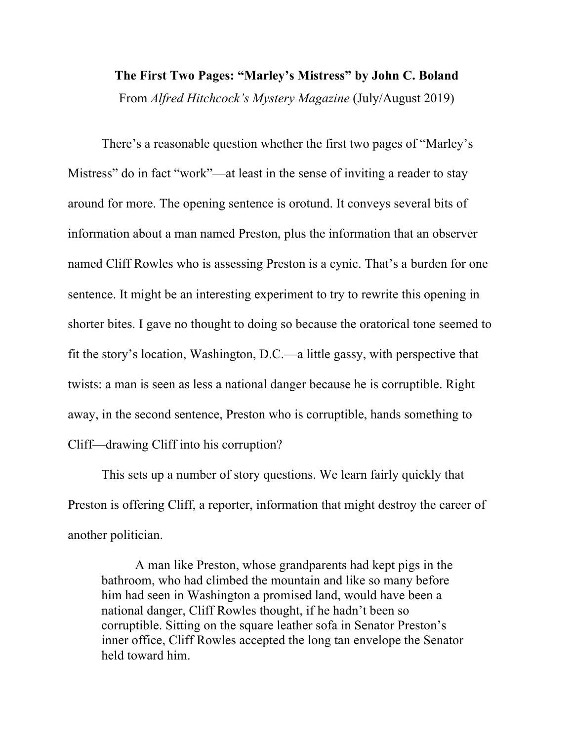**The First Two Pages: "Marley's Mistress" by John C. Boland**

From *Alfred Hitchcock's Mystery Magazine* (July/August 2019)

There's a reasonable question whether the first two pages of "Marley's Mistress" do in fact "work"—at least in the sense of inviting a reader to stay around for more. The opening sentence is orotund. It conveys several bits of information about a man named Preston, plus the information that an observer named Cliff Rowles who is assessing Preston is a cynic. That's a burden for one sentence. It might be an interesting experiment to try to rewrite this opening in shorter bites. I gave no thought to doing so because the oratorical tone seemed to fit the story's location, Washington, D.C.—a little gassy, with perspective that twists: a man is seen as less a national danger because he is corruptible. Right away, in the second sentence, Preston who is corruptible, hands something to Cliff—drawing Cliff into his corruption?

This sets up a number of story questions. We learn fairly quickly that Preston is offering Cliff, a reporter, information that might destroy the career of another politician.

> A man like Preston, whose grandparents had kept pigs in the bathroom, who had climbed the mountain and like so many before him had seen in Washington a promised land, would have been a national danger, Cliff Rowles thought, if he hadn't been so corruptible. Sitting on the square leather sofa in Senator Preston's inner office, Cliff Rowles accepted the long tan envelope the Senator held toward him.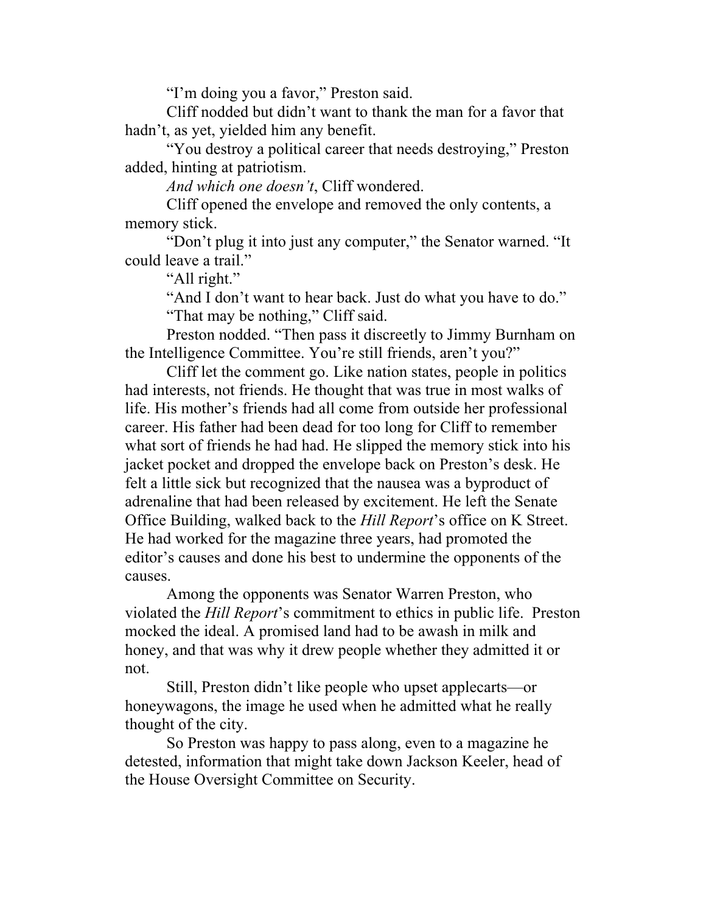"I'm doing you a favor," Preston said.

Cliff nodded but didn't want to thank the man for a favor that hadn't, as yet, yielded him any benefit.

"You destroy a political career that needs destroying," Preston added, hinting at patriotism.

*And which one doesn't*, Cliff wondered.

Cliff opened the envelope and removed the only contents, a memory stick.

"Don't plug it into just any computer," the Senator warned. "It could leave a trail."

"All right."

"And I don't want to hear back. Just do what you have to do."

"That may be nothing," Cliff said.

Preston nodded. "Then pass it discreetly to Jimmy Burnham on the Intelligence Committee. You're still friends, aren't you?"

Cliff let the comment go. Like nation states, people in politics had interests, not friends. He thought that was true in most walks of life. His mother's friends had all come from outside her professional career. His father had been dead for too long for Cliff to remember what sort of friends he had had. He slipped the memory stick into his jacket pocket and dropped the envelope back on Preston's desk. He felt a little sick but recognized that the nausea was a byproduct of adrenaline that had been released by excitement. He left the Senate Office Building, walked back to the *Hill Report*'s office on K Street. He had worked for the magazine three years, had promoted the editor's causes and done his best to undermine the opponents of the causes.

Among the opponents was Senator Warren Preston, who violated the *Hill Report*'s commitment to ethics in public life. Preston mocked the ideal. A promised land had to be awash in milk and honey, and that was why it drew people whether they admitted it or not.

Still, Preston didn't like people who upset applecarts—or honeywagons, the image he used when he admitted what he really thought of the city.

So Preston was happy to pass along, even to a magazine he detested, information that might take down Jackson Keeler, head of the House Oversight Committee on Security.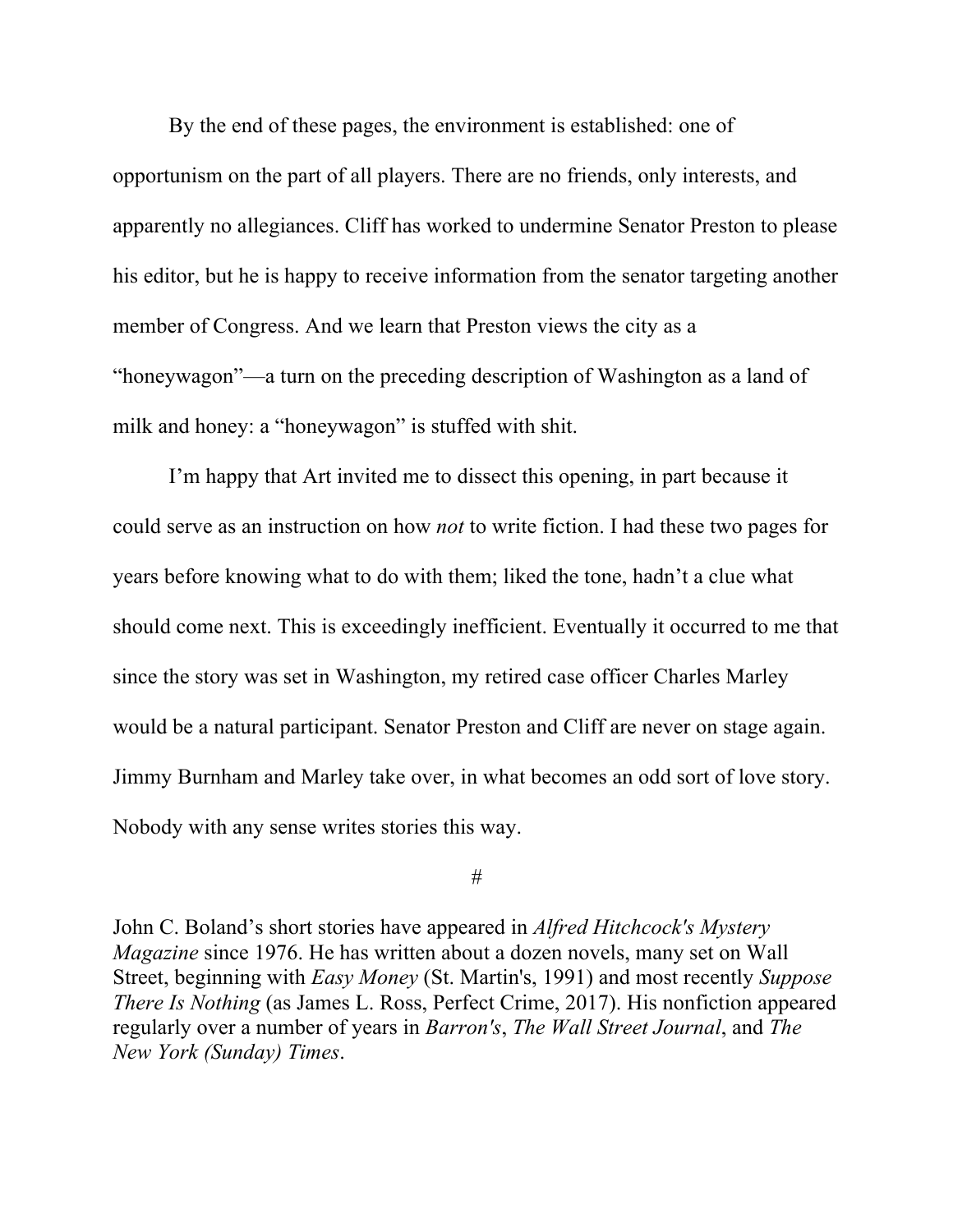By the end of these pages, the environment is established: one of opportunism on the part of all players. There are no friends, only interests, and apparently no allegiances. Cliff has worked to undermine Senator Preston to please his editor, but he is happy to receive information from the senator targeting another member of Congress. And we learn that Preston views the city as a "honeywagon"—a turn on the preceding description of Washington as a land of milk and honey: a "honeywagon" is stuffed with shit.

I'm happy that Art invited me to dissect this opening, in part because it could serve as an instruction on how *not* to write fiction. I had these two pages for years before knowing what to do with them; liked the tone, hadn't a clue what should come next. This is exceedingly inefficient. Eventually it occurred to me that since the story was set in Washington, my retired case officer Charles Marley would be a natural participant. Senator Preston and Cliff are never on stage again. Jimmy Burnham and Marley take over, in what becomes an odd sort of love story. Nobody with any sense writes stories this way.

#

John C. Boland's short stories have appeared in *Alfred Hitchcock's Mystery Magazine* since 1976. He has written about a dozen novels, many set on Wall Street, beginning with *Easy Money* (St. Martin's, 1991) and most recently *Suppose There Is Nothing* (as James L. Ross, Perfect Crime, 2017). His nonfiction appeared regularly over a number of years in *Barron's*, *The Wall Street Journal*, and *The New York (Sunday) Times*.